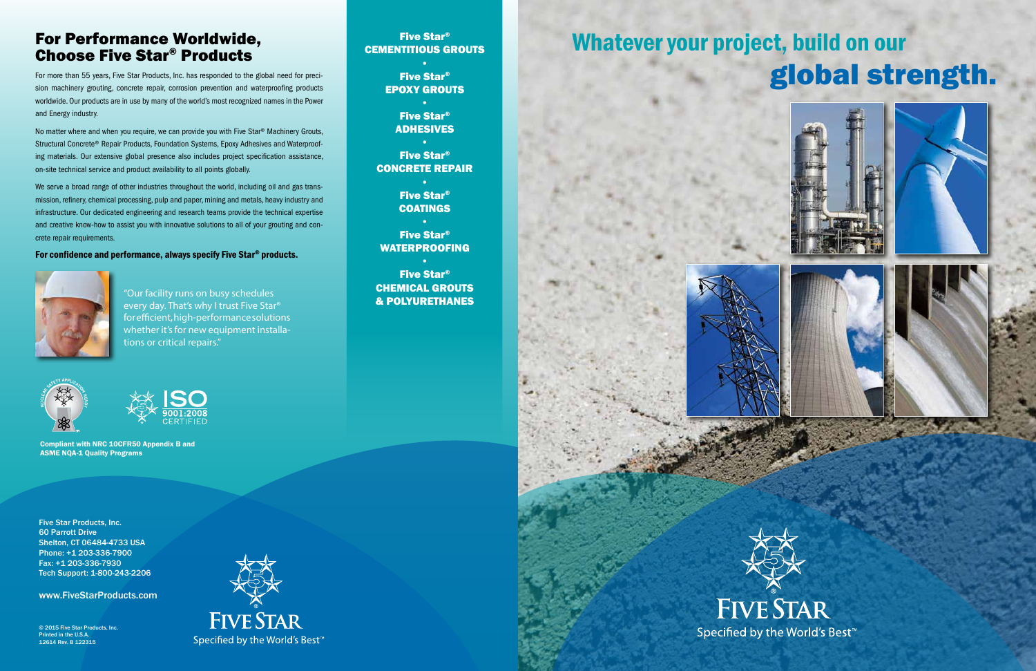## For Performance Worldwide, Choose Five Star® Products

For more than 55 years, Five Star Products, Inc. has responded to the global need for precision machinery grouting, concrete repair, corrosion prevention and waterproofing products worldwide. Our products are in use by many of the world's most recognized names in the Power and Energy industry.

No matter where and when you require, we can provide you with Five Star® Machinery Grouts, Structural Concrete® Repair Products, Foundation Systems, Epoxy Adhesives and Waterproofing materials. Our extensive global presence also includes project specification assistance, on-site technical service and product availability to all points globally.

We serve a broad range of other industries throughout the world, including oil and gas transmission, refinery, chemical processing, pulp and paper, mining and metals, heavy industry and infrastructure. Our dedicated engineering and research teams provide the technical expertise and creative know-how to assist you with innovative solutions to all of your grouting and concrete repair requirements.

**For confidence and performance, always specify Five Star® products.**

"Our facility runs on busy schedules every day. That's why I trust Five Star® for efficient, high-performance solutions whether it's for new equipment installations or critical repairs."

ISO 9001:2008 CERTIFIED

Compliant with NRC 10CFR50 Appendix B and ASME NQA-1 Quality Programs

Five Star Products, Inc.
60 Parrott Drive
Shelton, CT 06484-4733 USA
Phone: +1 203-336-7900
Fax: +1 203-336-7930
Tech Support: 1-800-243-2206

www.FiveStarProducts.com

© 2015 Five Star Products, Inc.
Printed in the U.S.A.
12614 Rev. B 122315

FIVE STAR
Specified by the World's Best™

**Five Star® CEMENTITIOUS GROUTS**

•

**Five Star® EPOXY GROUTS**

•

**Five Star® ADHESIVES**

•

**Five Star® CONCRETE REPAIR**

•

**Five Star® COATINGS**

•

**Five Star® WATERPROOFING**

•

**Five Star® CHEMICAL GROUTS & POLYURETHANES**

# Whatever your project, build on our global strength.

FIVE STAR
Specified by the World's Best™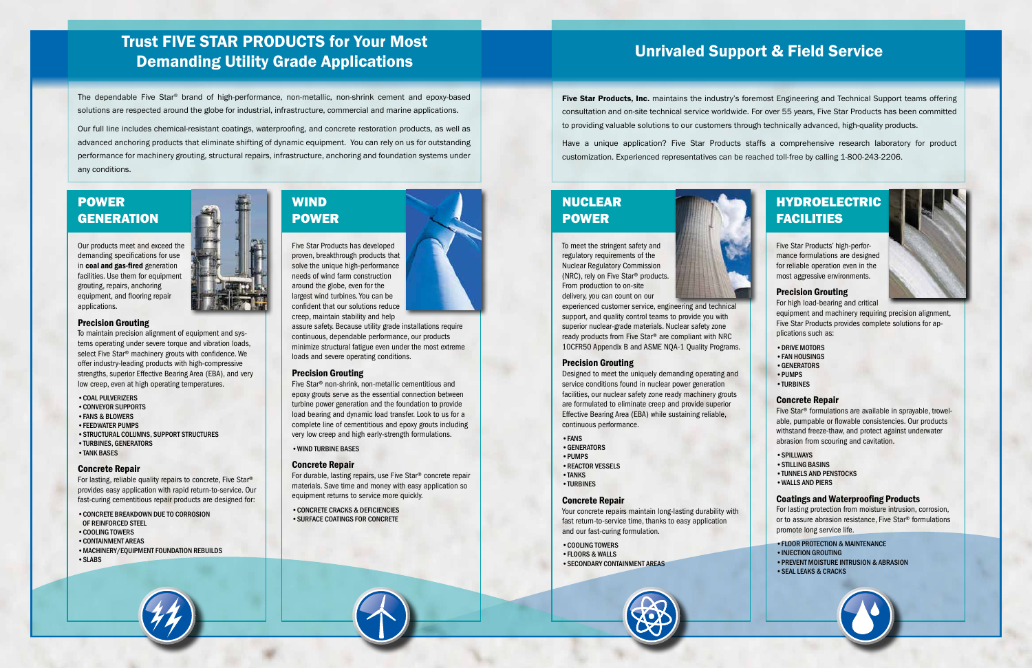## Trust FIVE STAR PRODUCTS for Your Most Demanding Utility Grade Applications

The dependable Five Star® brand of high-performance, non-metallic, non-shrink cement and epoxy-based solutions are respected around the globe for industrial, infrastructure, commercial and marine applications.

Our full line includes chemical-resistant coatings, waterproofing, and concrete restoration products, as well as advanced anchoring products that eliminate shifting of dynamic equipment. You can rely on us for outstanding performance for machinery grouting, structural repairs, infrastructure, anchoring and foundation systems under any conditions.

### POWER GENERATION

Our products meet and exceed the demanding specifications for use in **coal and gas-fired** generation facilities. Use them for equipment grouting, repairs, anchoring equipment, and flooring repair applications.

#### Precision Grouting

To maintain precision alignment of equipment and systems operating under severe torque and vibration loads, select Five Star® machinery grouts with confidence. We offer industry-leading products with high-compressive strengths, superior Effective Bearing Area (EBA), and very low creep, even at high operating temperatures.

- COAL PULVERIZERS
- CONVEYOR SUPPORTS
- FANS & BLOWERS
- FEEDWATER PUMPS
- STRUCTURAL COLUMNS, SUPPORT STRUCTURES
- TURBINES, GENERATORS
- TANK BASES

#### Concrete Repair

For lasting, reliable quality repairs to concrete, Five Star® provides easy application with rapid return-to-service. Our fast-curing cementitious repair products are designed for:

- CONCRETE BREAKDOWN DUE TO CORROSION OF REINFORCED STEEL
- COOLING TOWERS
- CONTAINMENT AREAS
- MACHINERY/EQUIPMENT FOUNDATION REBUILDS
- SLABS

### WIND POWER

Five Star Products has developed proven, breakthrough products that solve the unique high-performance needs of wind farm construction around the globe, even for the largest wind turbines. You can be confident that our solutions reduce creep, maintain stability and help assure safety. Because utility grade installations require continuous, dependable performance, our products minimize structural fatigue even under the most extreme loads and severe operating conditions.

#### Precision Grouting

Five Star® non-shrink, non-metallic cementitious and epoxy grouts serve as the essential connection between turbine power generation and the foundation to provide load bearing and dynamic load transfer. Look to us for a complete line of cementitious and epoxy grouts including very low creep and high early-strength formulations.

- WIND TURBINE BASES

#### Concrete Repair

For durable, lasting repairs, use Five Star® concrete repair materials. Save time and money with easy application so equipment returns to service more quickly.

- CONCRETE CRACKS & DEFICIENCIES
- SURFACE COATINGS FOR CONCRETE

## Unrivaled Support & Field Service

**Five Star Products, Inc.** maintains the industry's foremost Engineering and Technical Support teams offering consultation and on-site technical service worldwide. For over 55 years, Five Star Products has been committed to providing valuable solutions to our customers through technically advanced, high-quality products.

Have a unique application? Five Star Products staffs a comprehensive research laboratory for product customization. Experienced representatives can be reached toll-free by calling 1-800-243-2206.

### NUCLEAR POWER

To meet the stringent safety and regulatory requirements of the Nuclear Regulatory Commission (NRC), rely on Five Star® products. From production to on-site delivery, you can count on our experienced customer service, engineering and technical support, and quality control teams to provide you with superior nuclear-grade materials. Nuclear safety zone ready products from Five Star® are compliant with NRC 10CFR50 Appendix B and ASME NQA-1 Quality Programs.

#### Precision Grouting

Designed to meet the uniquely demanding operating and service conditions found in nuclear power generation facilities, our nuclear safety zone ready machinery grouts are formulated to eliminate creep and provide superior Effective Bearing Area (EBA) while sustaining reliable, continuous performance.

- FANS
- GENERATORS
- PUMPS
- REACTOR VESSELS
- TANKS
- TURBINES

#### Concrete Repair

Your concrete repairs maintain long-lasting durability with fast return-to-service time, thanks to easy application and our fast-curing formulation.

- COOLING TOWERS
- FLOORS & WALLS
- SECONDARY CONTAINMENT AREAS

### HYDROELECTRIC FACILITIES

Five Star Products' high-performance formulations are designed for reliable operation even in the most aggressive environments.

#### Precision Grouting

For high load-bearing and critical equipment and machinery requiring precision alignment, Five Star Products provides complete solutions for applications such as:

- DRIVE MOTORS
- FAN HOUSINGS
- GENERATORS
- PUMPS
- TURBINES

#### Concrete Repair

Five Star® formulations are available in sprayable, trowelable, pumpable or flowable consistencies. Our products withstand freeze-thaw, and protect against underwater abrasion from scouring and cavitation.

- SPILLWAYS
- STILLING BASINS
- TUNNELS AND PENSTOCKS
- WALLS AND PIERS

#### Coatings and Waterproofing Products

For lasting protection from moisture intrusion, corrosion, or to assure abrasion resistance, Five Star® formulations promote long service life.

- FLOOR PROTECTION & MAINTENANCE
- INJECTION GROUTING
- PREVENT MOISTURE INTRUSION & ABRASION
- SEAL LEAKS & CRACKS